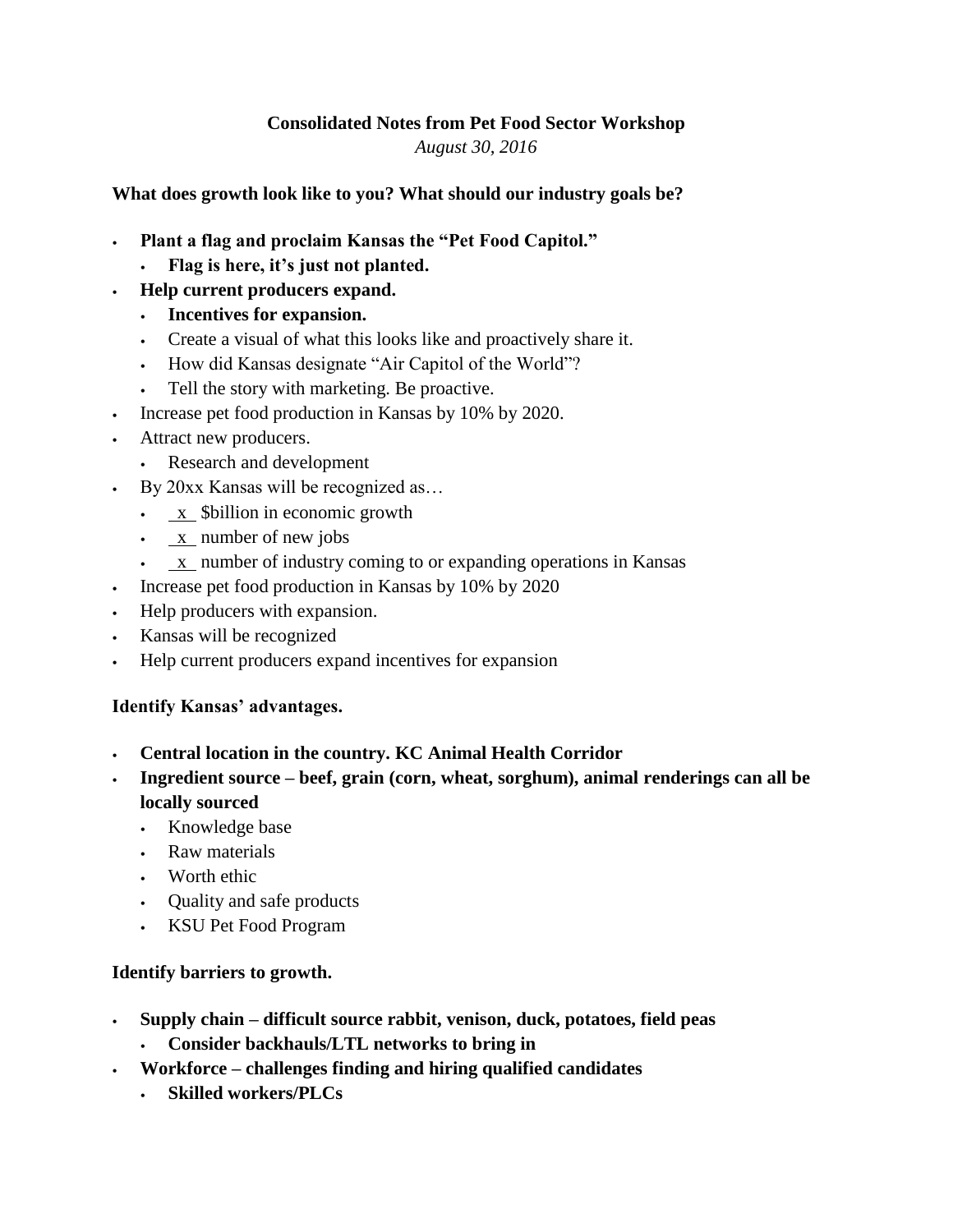**Consolidated Notes from Pet Food Sector Workshop**

*August 30, 2016*

**What does growth look like to you? What should our industry goals be?**

- **Plant a flag and proclaim Kansas the "Pet Food Capitol."**
  - **Flag is here, it's just not planted.**
- **Help current producers expand.**
  - **Incentives for expansion.**
  - Create a visual of what this looks like and proactively share it.
  - How did Kansas designate "Air Capitol of the World"?
  - Tell the story with marketing. Be proactive.
- Increase pet food production in Kansas by 10% by 2020.
- Attract new producers.
  - Research and development
- By 20xx Kansas will be recognized as…
  - x $billion in economic growth
  - x number of new jobs
  - x number of industry coming to or expanding operations in Kansas
- Increase pet food production in Kansas by 10% by 2020
- Help producers with expansion.
- Kansas will be recognized
- Help current producers expand incentives for expansion

**Identify Kansas' advantages.**

- **Central location in the country. KC Animal Health Corridor**
- **Ingredient source – beef, grain (corn, wheat, sorghum), animal renderings can all be locally sourced**
  - Knowledge base
  - Raw materials
  - Worth ethic
  - Quality and safe products
  - KSU Pet Food Program

**Identify barriers to growth.**

- **Supply chain – difficult source rabbit, venison, duck, potatoes, field peas**
  - **Consider backhauls/LTL networks to bring in**
- **Workforce – challenges finding and hiring qualified candidates**
  - **Skilled workers/PLCs**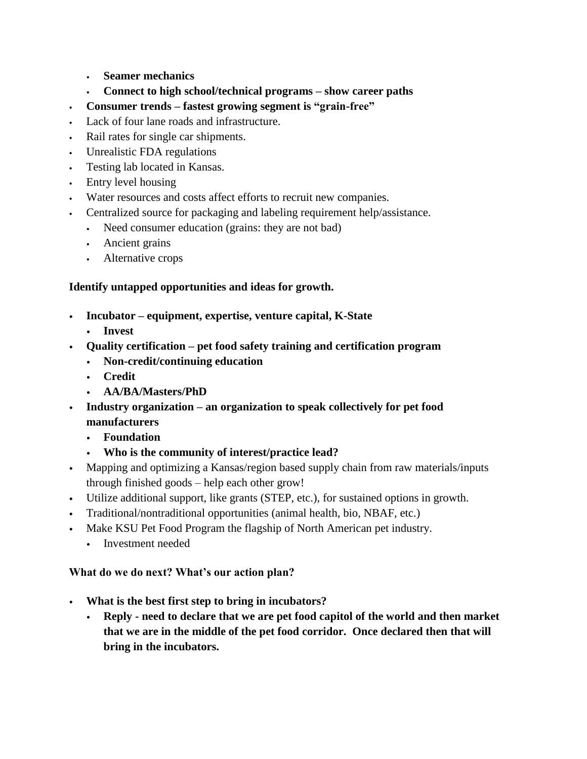- **Seamer mechanics**
- **Connect to high school/technical programs – show career paths**
- **Consumer trends – fastest growing segment is "grain-free"**
- Lack of four lane roads and infrastructure.
- Rail rates for single car shipments.
- Unrealistic FDA regulations
- Testing lab located in Kansas.
- Entry level housing
- Water resources and costs affect efforts to recruit new companies.
- Centralized source for packaging and labeling requirement help/assistance.
  - Need consumer education (grains: they are not bad)
  - Ancient grains
  - Alternative crops

**Identify untapped opportunities and ideas for growth.**

- **Incubator – equipment, expertise, venture capital, K-State**
  - **Invest**
- **Quality certification – pet food safety training and certification program**
  - **Non-credit/continuing education**
  - **Credit**
  - **AA/BA/Masters/PhD**
- **Industry organization – an organization to speak collectively for pet food manufacturers**
  - **Foundation**
  - **Who is the community of interest/practice lead?**
- Mapping and optimizing a Kansas/region based supply chain from raw materials/inputs through finished goods – help each other grow!
- Utilize additional support, like grants (STEP, etc.), for sustained options in growth.
- Traditional/nontraditional opportunities (animal health, bio, NBAF, etc.)
- Make KSU Pet Food Program the flagship of North American pet industry.
  - Investment needed

**What do we do next? What's our action plan?**

- **What is the best first step to bring in incubators?**
  - **Reply - need to declare that we are pet food capitol of the world and then market that we are in the middle of the pet food corridor. Once declared then that will bring in the incubators.**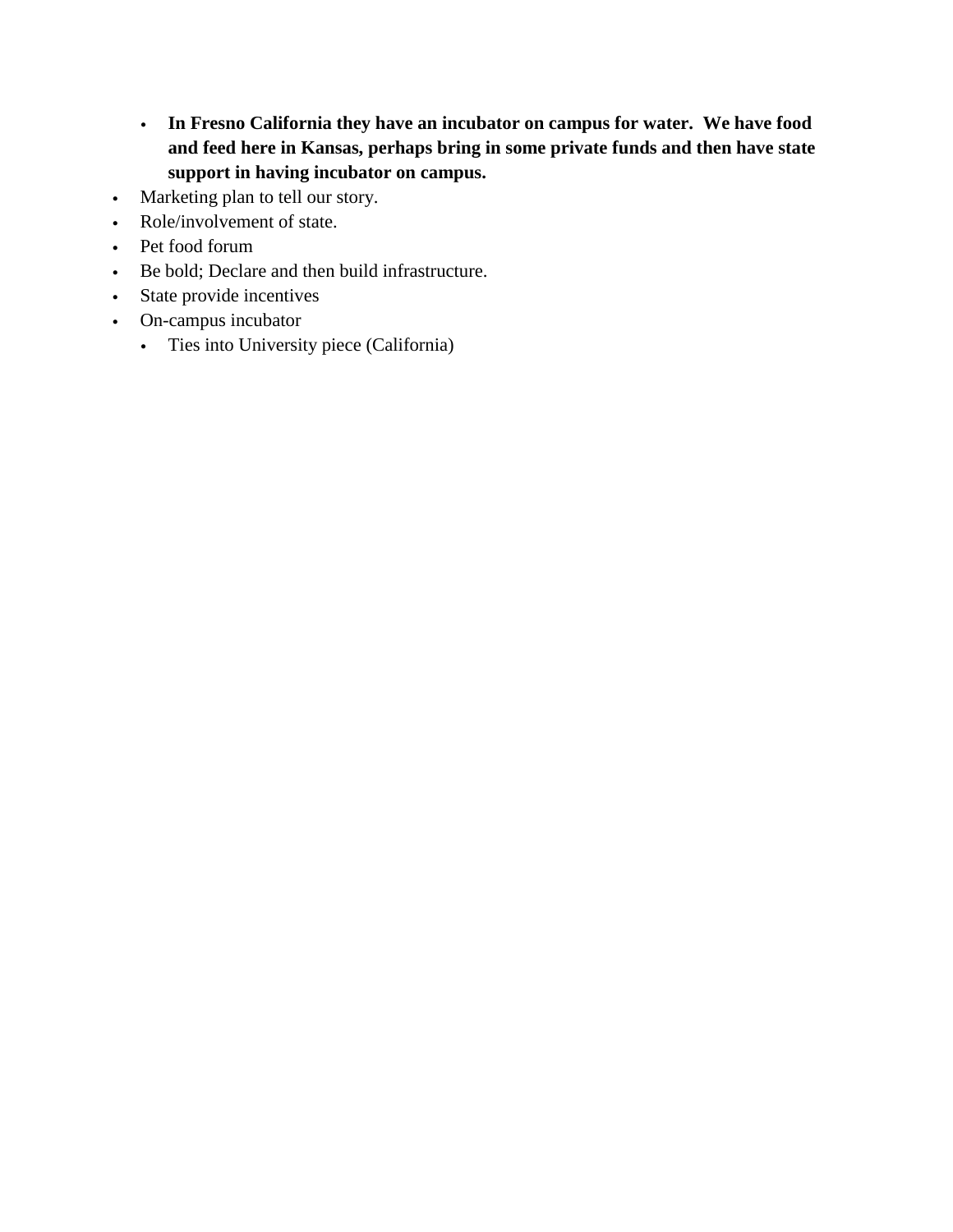- **In Fresno California they have an incubator on campus for water. We have food and feed here in Kansas, perhaps bring in some private funds and then have state support in having incubator on campus.**
- Marketing plan to tell our story.
- Role/involvement of state.
- Pet food forum
- Be bold; Declare and then build infrastructure.
- State provide incentives
- On-campus incubator
  - Ties into University piece (California)